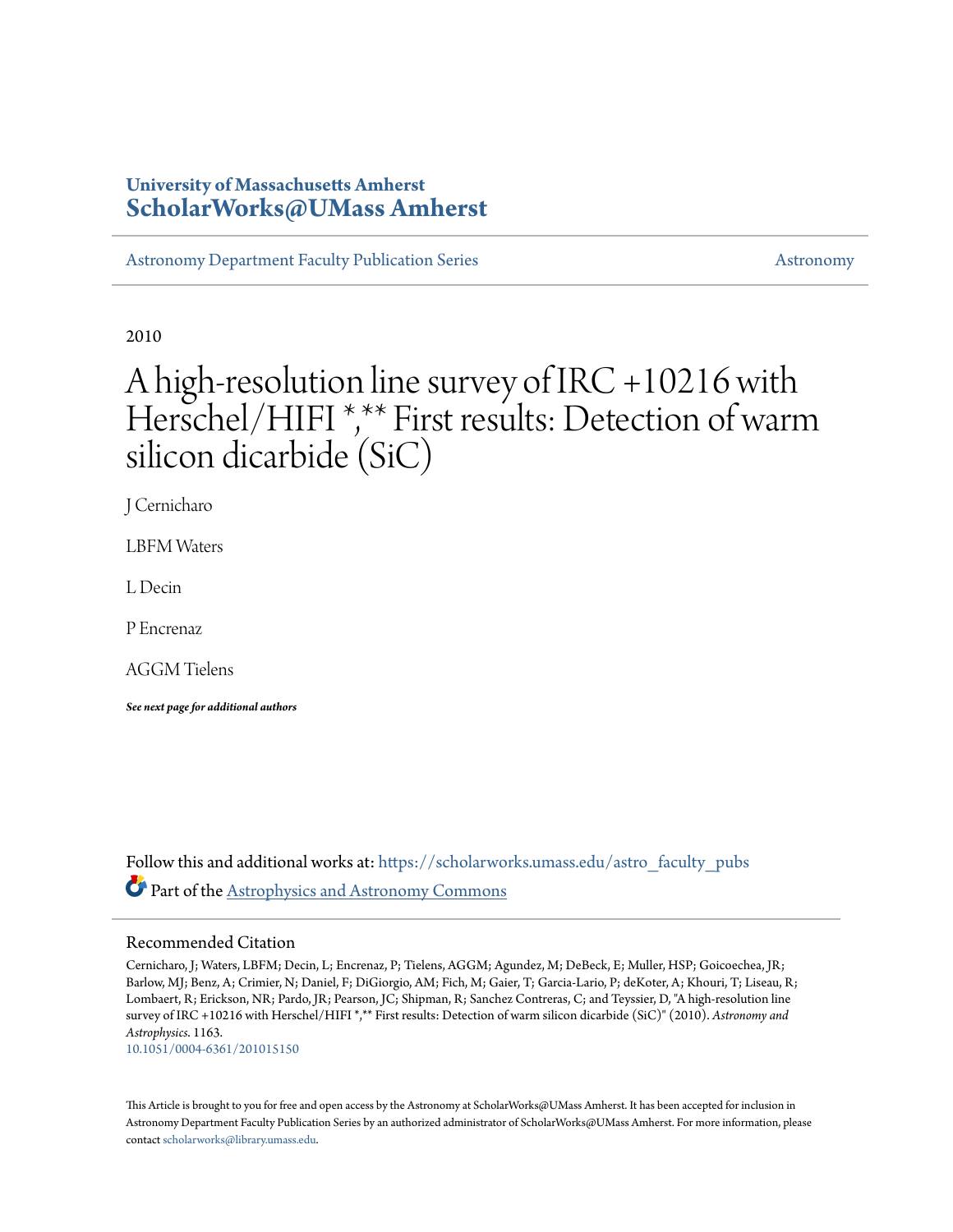University of Massachusetts Amherst
**ScholarWorks@UMass Amherst**

Astronomy Department Faculty Publication Series | Astronomy

---

2010

# A high-resolution line survey of IRC +10216 with Herschel/HIFI *,** First results: Detection of warm silicon dicarbide (SiC)

J Cernicharo

LBFM Waters

L Decin

P Encrenaz

AGGM Tielens

***See next page for additional authors***

Follow this and additional works at: https://scholarworks.umass.edu/astro_faculty_pubs

Part of the Astrophysics and Astronomy Commons

## Recommended Citation

Cernicharo, J; Waters, LBFM; Decin, L; Encrenaz, P; Tielens, AGGM; Agundez, M; DeBeck, E; Muller, HSP; Goicoechea, JR; Barlow, MJ; Benz, A; Crimier, N; Daniel, F; DiGiorgio, AM; Fich, M; Gaier, T; Garcia-Lario, P; deKoter, A; Khouri, T; Liseau, R; Lombaert, R; Erickson, NR; Pardo, JR; Pearson, JC; Shipman, R; Sanchez Contreras, C; and Teyssier, D, "A high-resolution line survey of IRC +10216 with Herschel/HIFI *,** First results: Detection of warm silicon dicarbide (SiC)" (2010). *Astronomy and Astrophysics*. 1163.
10.1051/0004-6361/201015150

This Article is brought to you for free and open access by the Astronomy at ScholarWorks@UMass Amherst. It has been accepted for inclusion in Astronomy Department Faculty Publication Series by an authorized administrator of ScholarWorks@UMass Amherst. For more information, please contact scholarworks@library.umass.edu.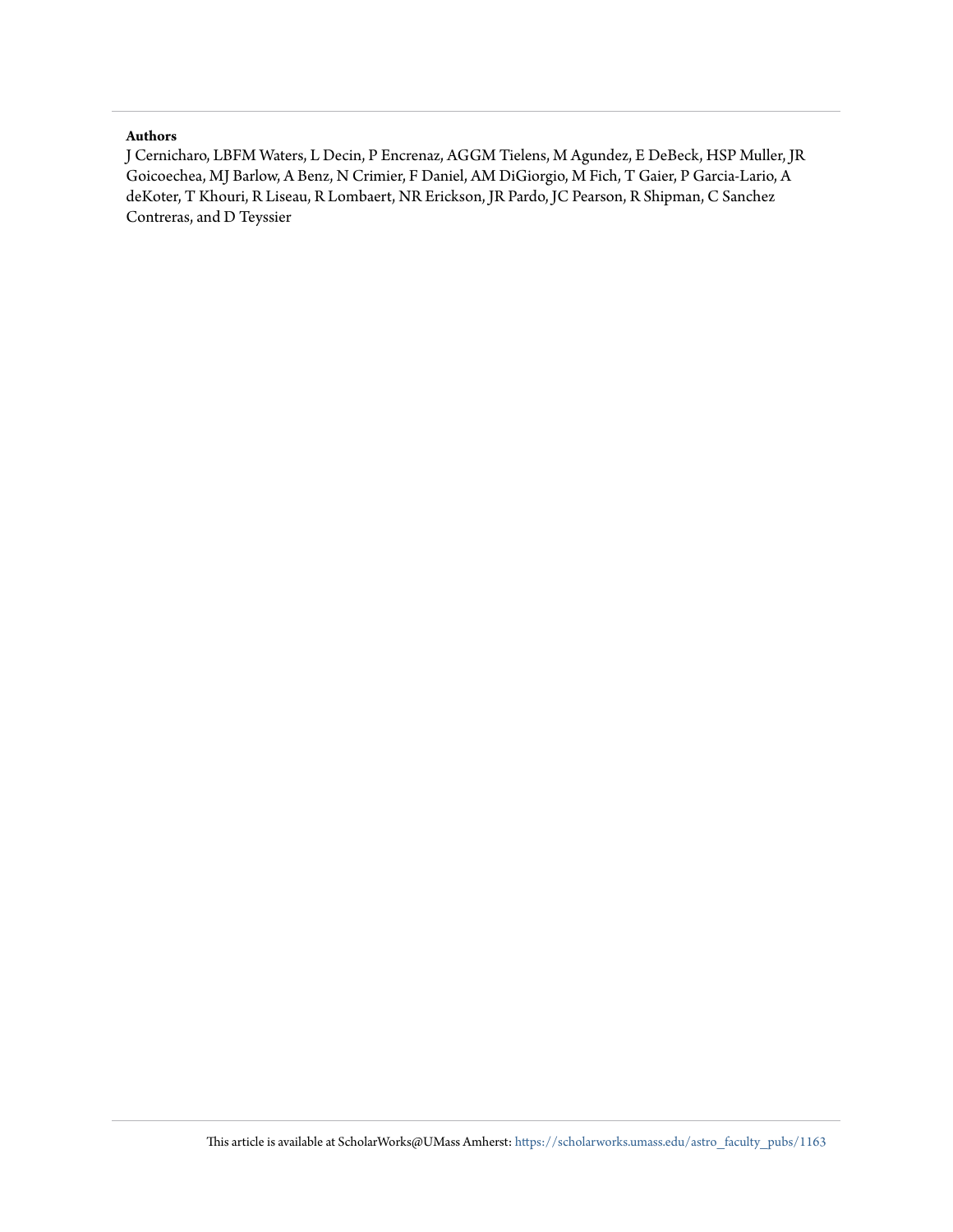**Authors**

J Cernicharo, LBFM Waters, L Decin, P Encrenaz, AGGM Tielens, M Agundez, E DeBeck, HSP Muller, JR Goicoechea, MJ Barlow, A Benz, N Crimier, F Daniel, AM DiGiorgio, M Fich, T Gaier, P Garcia-Lario, A deKoter, T Khouri, R Liseau, R Lombaert, NR Erickson, JR Pardo, JC Pearson, R Shipman, C Sanchez Contreras, and D Teyssier

This article is available at ScholarWorks@UMass Amherst: https://scholarworks.umass.edu/astro_faculty_pubs/1163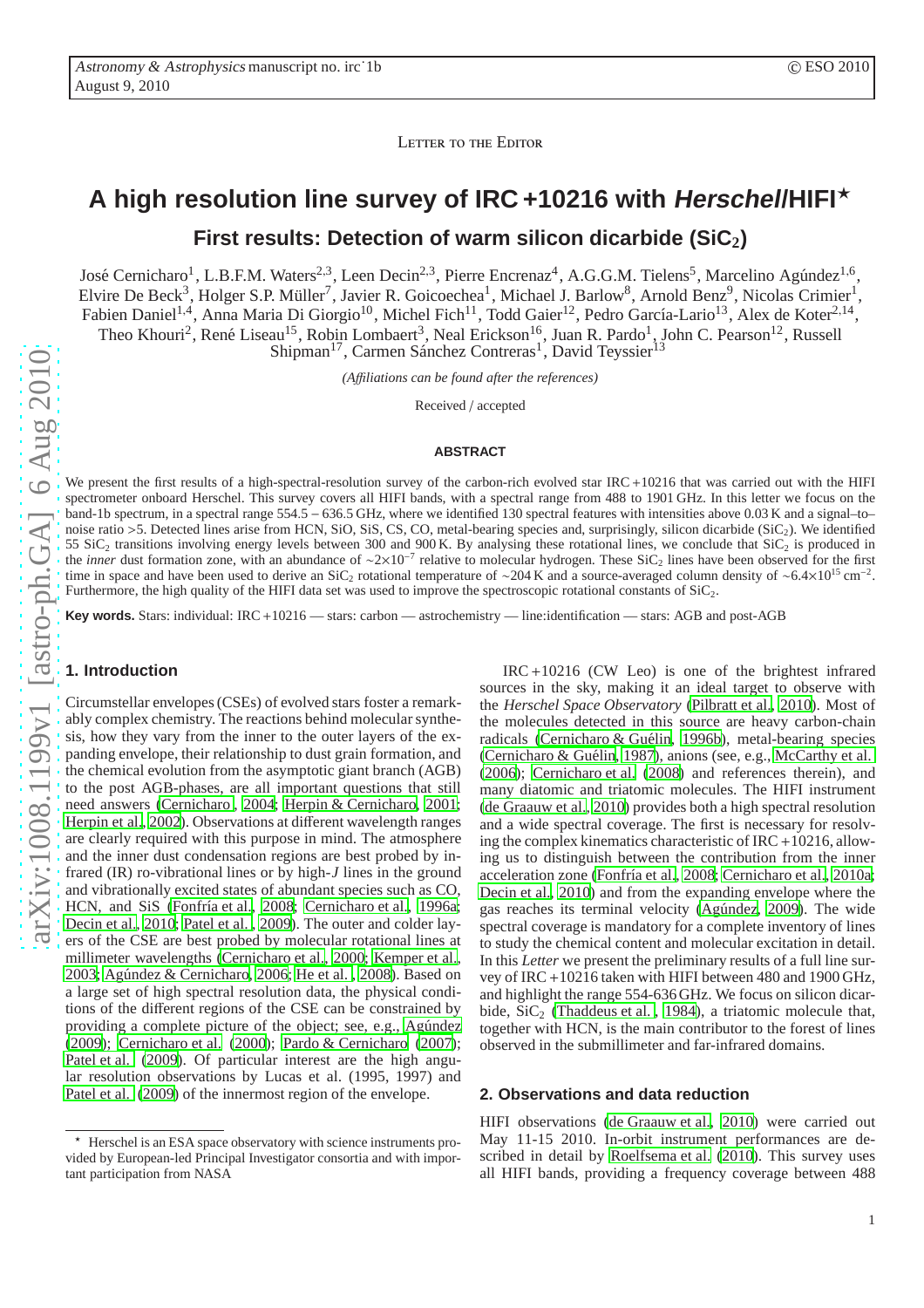Letter to the Editor

# A high resolution line survey of IRC +10216 with *Herschel*/HIFI*

## First results: Detection of warm silicon dicarbide ($SiC_2$)

José Cernicharo[1], L.B.F.M. Waters[2,3], Leen Decin[2,3], Pierre Encrenaz[4], A.G.G.M. Tielens[5], Marcelino Agúndez[1,6], Elvire De Beck[3], Holger S.P. Müller[7], Javier R. Goicoechea[1], Michael J. Barlow[8], Arnold Benz[9], Nicolas Crimier[1], Fabien Daniel[1,4], Anna Maria Di Giorgio[10], Michel Fich[11], Todd Gaier[12], Pedro García-Lario[13], Alex de Koter[2,14], Theo Khouri[2], René Liseau[15], Robin Lombaert[3], Neal Erickson[16], Juan R. Pardo[1], John C. Pearson[12], Russell Shipman[17], Carmen Sánchez Contreras[1], David Teyssier[13]

*(Affiliations can be found after the references)*

Received / accepted

**ABSTRACT**

We present the first results of a high-spectral-resolution survey of the carbon-rich evolved star IRC +10216 that was carried out with the HIFI spectrometer onboard Herschel. This survey covers all HIFI bands, with a spectral range from 488 to 1901 GHz. In this letter we focus on the band-1b spectrum, in a spectral range 554.5 – 636.5 GHz, where we identified 130 spectral features with intensities above 0.03 K and a signal–to–noise ratio >5. Detected lines arise from HCN, SiO, SiS, CS, CO, metal-bearing species and, surprisingly, silicon dicarbide ($SiC_2$). We identified 55 $SiC_2$ transitions involving energy levels between 300 and 900 K. By analysing these rotational lines, we conclude that $SiC_2$ is produced in the *inner* dust formation zone, with an abundance of $\sim 2\times10^{-7}$ relative to molecular hydrogen. These $SiC_2$ lines have been observed for the first time in space and have been used to derive an $SiC_2$ rotational temperature of ~204 K and a source-averaged column density of $\sim 6.4\times10^{15}$ cm$^{-2}$. Furthermore, the high quality of the HIFI data set was used to improve the spectroscopic rotational constants of $SiC_2$.

**Key words.** Stars: individual: IRC +10216 — stars: carbon — astrochemistry — line:identification — stars: AGB and post-AGB

## 1. Introduction

Circumstellar envelopes (CSEs) of evolved stars foster a remarkably complex chemistry. The reactions behind molecular synthesis, how they vary from the inner to the outer layers of the expanding envelope, their relationship to dust grain formation, and the chemical evolution from the asymptotic giant branch (AGB) to the post AGB-phases, are all important questions that still need answers (Cernicharo, 2004; Herpin & Cernicharo, 2001; Herpin et al., 2002). Observations at different wavelength ranges are clearly required with this purpose in mind. The atmosphere and the inner dust condensation regions are best probed by infrared (IR) ro-vibrational lines or by high-$J$ lines in the ground and vibrationally excited states of abundant species such as CO, HCN, and SiS (Fonfría et al., 2008; Cernicharo et al., 1996a; Decin et al., 2010; Patel et al., 2009). The outer and colder layers of the CSE are best probed by molecular rotational lines at millimeter wavelengths (Cernicharo et al., 2000; Kemper et al., 2003; Agúndez & Cernicharo, 2006; He et al., 2008). Based on a large set of high spectral resolution data, the physical conditions of the different regions of the CSE can be constrained by providing a complete picture of the object; see, e.g., Agúndez (2009); Cernicharo et al. (2000); Pardo & Cernicharo (2007); Patel et al. (2009). Of particular interest are the high angular resolution observations by Lucas et al. (1995, 1997) and Patel et al. (2009) of the innermost region of the envelope.

IRC +10216 (CW Leo) is one of the brightest infrared sources in the sky, making it an ideal target to observe with the *Herschel Space Observatory* (Pilbratt et al., 2010). Most of the molecules detected in this source are heavy carbon-chain radicals (Cernicharo & Guélin, 1996b), metal-bearing species (Cernicharo & Guélin, 1987), anions (see, e.g., McCarthy et al. (2006); Cernicharo et al. (2008) and references therein), and many diatomic and triatomic molecules. The HIFI instrument (de Graauw et al., 2010) provides both a high spectral resolution and a wide spectral coverage. The first is necessary for resolving the complex kinematics characteristic of IRC +10216, allowing us to distinguish between the contribution from the inner acceleration zone (Fonfría et al., 2008; Cernicharo et al., 2010a; Decin et al., 2010) and from the expanding envelope where the gas reaches its terminal velocity (Agúndez, 2009). The wide spectral coverage is mandatory for a complete inventory of lines to study the chemical content and molecular excitation in detail. In this *Letter* we present the preliminary results of a full line survey of IRC +10216 taken with HIFI between 480 and 1900 GHz, and highlight the range 554-636 GHz. We focus on silicon dicarbide, $SiC_2$ (Thaddeus et al., 1984), a triatomic molecule that, together with HCN, is the main contributor to the forest of lines observed in the submillimeter and far-infrared domains.

## 2. Observations and data reduction

HIFI observations (de Graauw et al., 2010) were carried out May 11-15 2010. In-orbit instrument performances are described in detail by Roelfsema et al. (2010). This survey uses all HIFI bands, providing a frequency coverage between 488

* Herschel is an ESA space observatory with science instruments provided by European-led Principal Investigator consortia and with important participation from NASA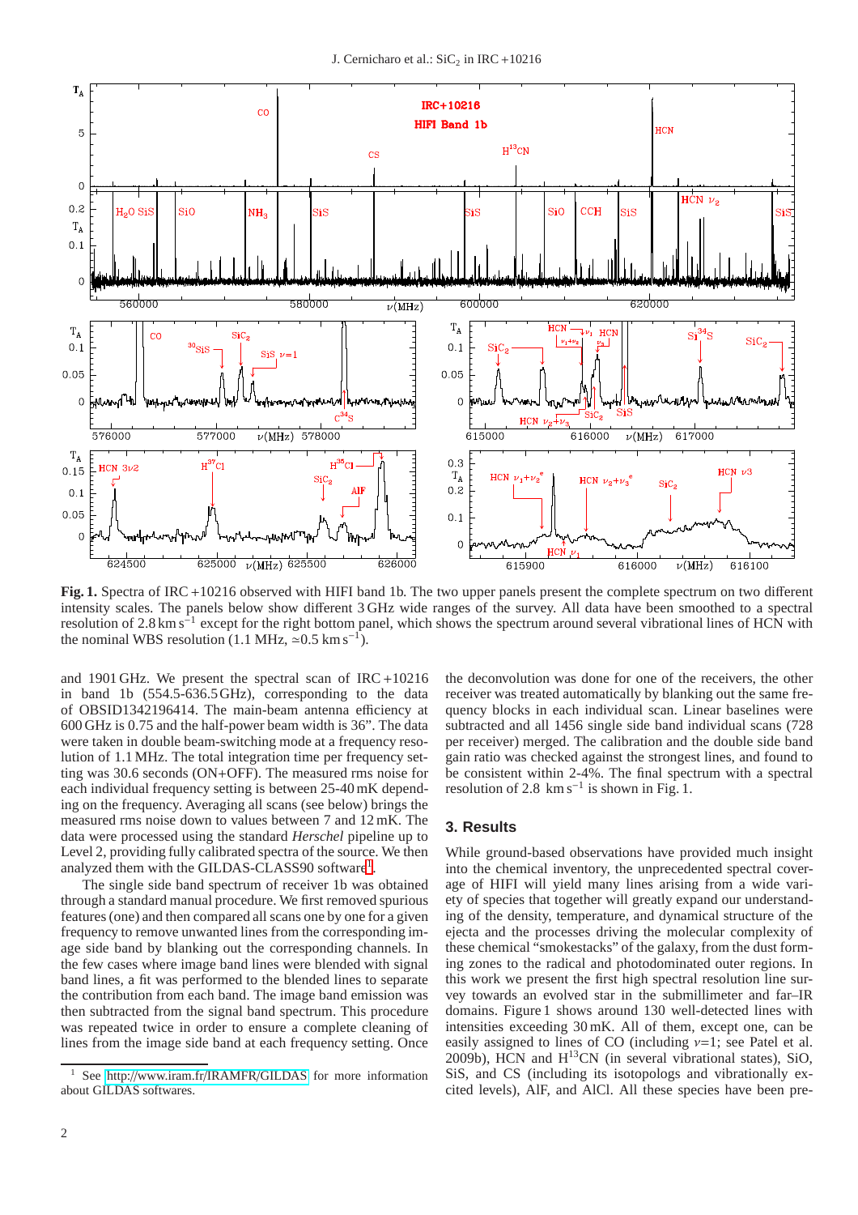**Fig. 1.** Spectra of IRC +10216 observed with HIFI band 1b. The two upper panels present the complete spectrum on two different intensity scales. The panels below show different 3 GHz wide ranges of the survey. All data have been smoothed to a spectral resolution of 2.8 km s$^{-1}$ except for the right bottom panel, which shows the spectrum around several vibrational lines of HCN with the nominal WBS resolution (1.1 MHz, ≃0.5 km s$^{-1}$).

and 1901 GHz. We present the spectral scan of IRC +10216 in band 1b (554.5-636.5 GHz), corresponding to the data of OBSID1342196414. The main-beam antenna efficiency at 600 GHz is 0.75 and the half-power beam width is 36". The data were taken in double beam-switching mode at a frequency resolution of 1.1 MHz. The total integration time per frequency setting was 30.6 seconds (ON+OFF). The measured rms noise for each individual frequency setting is between 25-40 mK depending on the frequency. Averaging all scans (see below) brings the measured rms noise down to values between 7 and 12 mK. The data were processed using the standard *Herschel* pipeline up to Level 2, providing fully calibrated spectra of the source. We then analyzed them with the GILDAS-CLASS90 software[1].

The single side band spectrum of receiver 1b was obtained through a standard manual procedure. We first removed spurious features (one) and then compared all scans one by one for a given frequency to remove unwanted lines from the corresponding image side band by blanking out the corresponding channels. In the few cases where image band lines were blended with signal band lines, a fit was performed to the blended lines to separate the contribution from each band. The image band emission was then subtracted from the signal band spectrum. This procedure was repeated twice in order to ensure a complete cleaning of lines from the image side band at each frequency setting. Once the deconvolution was done for one of the receivers, the other receiver was treated automatically by blanking out the same frequency blocks in each individual scan. Linear baselines were subtracted and all 1456 single side band individual scans (728 per receiver) merged. The calibration and the double side band gain ratio was checked against the strongest lines, and found to be consistent within 2-4%. The final spectrum with a spectral resolution of 2.8 km s$^{-1}$ is shown in Fig. 1.

## 3. Results

While ground-based observations have provided much insight into the chemical inventory, the unprecedented spectral coverage of HIFI will yield many lines arising from a wide variety of species that together will greatly expand our understanding of the density, temperature, and dynamical structure of the ejecta and the processes driving the molecular complexity of these chemical "smokestacks" of the galaxy, from the dust forming zones to the radical and photodominated outer regions. In this work we present the first high spectral resolution line survey towards an evolved star in the submillimeter and far–IR domains. Figure 1 shows around 130 well-detected lines with intensities exceeding 30 mK. All of them, except one, can be easily assigned to lines of CO (including $v$=1; see Patel et al. 2009b), HCN and H$^{13}$CN (in several vibrational states), SiO, SiS, and CS (including its isotopologs and vibrationally excited levels), AlF, and AlCl. All these species have been pre-

[1] See http://www.iram.fr/IRAMFR/GILDAS for more information about GILDAS softwares.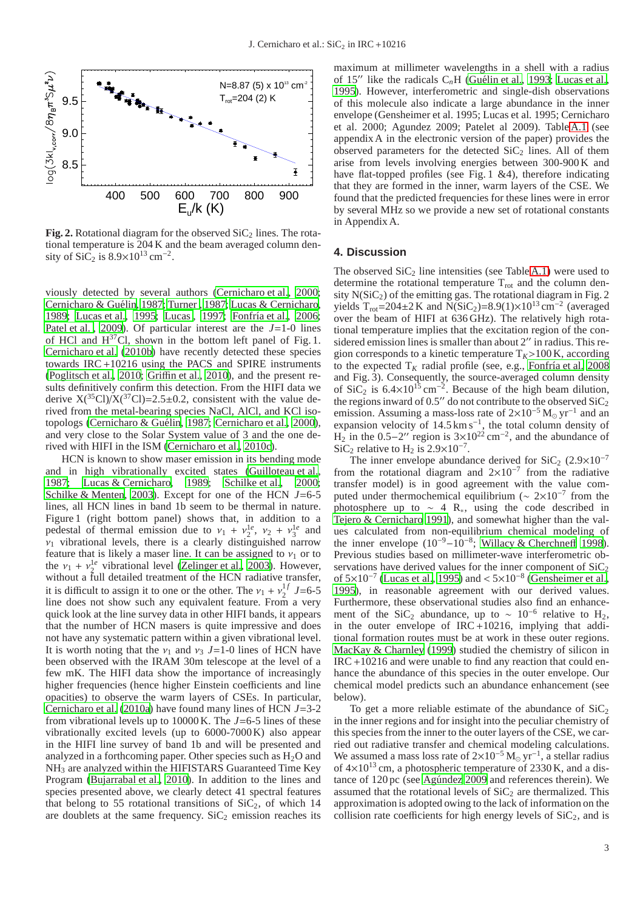**Fig. 2.** Rotational diagram for the observed $SiC_2$ lines. The rotational temperature is 204 K and the beam averaged column density of $SiC_2$ is $8.9{\times}10^{13}$ cm$^{-2}$.

viously detected by several authors (Cernicharo et al., 2000; Cernicharo & Guélin, 1987; Turner, 1987; Lucas & Cernicharo, 1989; Lucas et al., 1995; Lucas, 1997; Fonfría et al., 2006; Patel et al., 2009). Of particular interest are the $J$=1-0 lines of HCl and $H^{37}Cl$, shown in the bottom left panel of Fig. 1. Cernicharo et al. (2010b) have recently detected these species towards IRC +10216 using the PACS and SPIRE instruments (Poglitsch et al., 2010; Griffin et al., 2010), and the present results definitively confirm this detection. From the HIFI data we derive $X(^{35}Cl)/X(^{37}Cl)$=2.5±0.2, consistent with the value derived from the metal-bearing species NaCl, AlCl, and KCl isotopologs (Cernicharo & Guélin, 1987; Cernicharo et al., 2000), and very close to the Solar System value of 3 and the one derived with HIFI in the ISM (Cernicharo et al., 2010c).

HCN is known to show maser emission in its bending mode and in high vibrationally excited states (Guilloteau et al., 1987; Lucas & Cernicharo, 1989; Schilke et al., 2000; Schilke & Menten, 2003). Except for one of the HCN $J$=6-5 lines, all HCN lines in band 1b seem to be thermal in nature. Figure 1 (right bottom panel) shows that, in addition to a pedestal of thermal emission due to $v_1 + v_2^{1e}$, $v_2 + v_3^{1e}$ and $v_1$ vibrational levels, there is a clearly distinguished narrow feature that is likely a maser line. It can be assigned to $v_1$ or to the $v_1 + v_2^{1e}$ vibrational level (Zelinger et al., 2003). However, without a full detailed treatment of the HCN radiative transfer, it is difficult to assign it to one or the other. The $v_1 + v_2^{1f}$ $J$=6-5 line does not show such any equivalent feature. From a very quick look at the line survey data in other HIFI bands, it appears that the number of HCN masers is quite impressive and does not have any systematic pattern within a given vibrational level. It is worth noting that the $v_1$ and $v_3$ $J$=1-0 lines of HCN have been observed with the IRAM 30m telescope at the level of a few mK. The HIFI data show the importance of increasingly higher frequencies (hence higher Einstein coefficients and line opacities) to observe the warm layers of CSEs. In particular, Cernicharo et al. (2010a) have found many lines of HCN $J$=3-2 from vibrational levels up to 10000 K. The $J$=6-5 lines of these vibrationally excited levels (up to 6000-7000 K) also appear in the HIFI line survey of band 1b and will be presented and analyzed in a forthcoming paper. Other species such as $H_2O$ and $NH_3$ are analyzed within the HIFISTARS Guaranteed Time Key Program (Bujarrabal et al., 2010). In addition to the lines and species presented above, we clearly detect 41 spectral features that belong to 55 rotational transitions of $SiC_2$, of which 14 are doublets at the same frequency. $SiC_2$ emission reaches its maximum at millimeter wavelengths in a shell with a radius of 15″ like the radicals $C_nH$ (Guélin et al., 1993; Lucas et al., 1995). However, interferometric and single-dish observations of this molecule also indicate a large abundance in the inner envelope (Gensheimer et al. 1995; Lucas et al. 1995; Cernicharo et al. 2000; Agundez 2009; Patelet al 2009). Table A.1 (see appendix A in the electronic version of the paper) provides the observed parameters for the detected $SiC_2$ lines. All of them arise from levels involving energies between 300-900 K and have flat-topped profiles (see Fig. 1 &4), therefore indicating that they are formed in the inner, warm layers of the CSE. We found that the predicted frequencies for these lines were in error by several MHz so we provide a new set of rotational constants in Appendix A.

## 4. Discussion

The observed $SiC_2$ line intensities (see Table A.1) were used to determine the rotational temperature $T_{rot}$ and the column density $N(SiC_2)$ of the emitting gas. The rotational diagram in Fig. 2 yields $T_{rot}$=204±2 K and $N(SiC_2)$=8.9(1)×10$^{13}$ cm$^{-2}$ (averaged over the beam of HIFI at 636 GHz). The relatively high rotational temperature implies that the excitation region of the considered emission lines is smaller than about 2″ in radius. This region corresponds to a kinetic temperature $T_K$>100 K, according to the expected $T_K$ radial profile (see, e.g., Fonfría et al. 2008 and Fig. 3). Consequently, the source-averaged column density of $SiC_2$ is $6.4{\times}10^{15}$ cm$^{-2}$. Because of the high beam dilution, the regions inward of 0.5″ do not contribute to the observed $SiC_2$ emission. Assuming a mass-loss rate of $2{\times}10^{-5}$ $M_\odot$ yr$^{-1}$ and an expansion velocity of 14.5 km s$^{-1}$, the total column density of $H_2$ in the 0.5−2″ region is $3{\times}10^{22}$ cm$^{-2}$, and the abundance of $SiC_2$ relative to $H_2$ is $2.9{\times}10^{-7}$.

The inner envelope abundance derived for $SiC_2$ ($2.9{\times}10^{-7}$ from the rotational diagram and $2{\times}10^{-7}$ from the radiative transfer model) is in good agreement with the value computed under thermochemical equilibrium (∼ $2{\times}10^{-7}$ from the photosphere up to ∼ 4 $R_*$, using the code described in Tejero & Cernicharo 1991), and somewhat higher than the values calculated from non-equilibrium chemical modeling of the inner envelope ($10^{-9}$–$10^{-8}$; Willacy & Cherchneff 1998). Previous studies based on millimeter-wave interferometric observations have derived values for the inner component of $SiC_2$ of $5{\times}10^{-7}$ (Lucas et al. 1995) and < $5{\times}10^{-8}$ (Gensheimer et al., 1995), in reasonable agreement with our derived values. Furthermore, these observational studies also find an enhancement of the $SiC_2$ abundance, up to ∼ $10^{-6}$ relative to $H_2$, in the outer envelope of IRC +10216, implying that additional formation routes must be at work in these outer regions. MacKay & Charnley (1999) studied the chemistry of silicon in IRC +10216 and were unable to find any reaction that could enhance the abundance of this species in the outer envelope. Our chemical model predicts such an abundance enhancement (see below).

To get a more reliable estimate of the abundance of $SiC_2$ in the inner regions and for insight into the peculiar chemistry of this species from the inner to the outer layers of the CSE, we carried out radiative transfer and chemical modeling calculations. We assumed a mass loss rate of $2{\times}10^{-5}$ $M_\odot$ yr$^{-1}$, a stellar radius of $4{\times}10^{13}$ cm, a photospheric temperature of 2330 K, and a distance of 120 pc (see Agúndez 2009 and references therein). We assumed that the rotational levels of $SiC_2$ are thermalized. This approximation is adopted owing to the lack of information on the collision rate coefficients for high energy levels of $SiC_2$, and is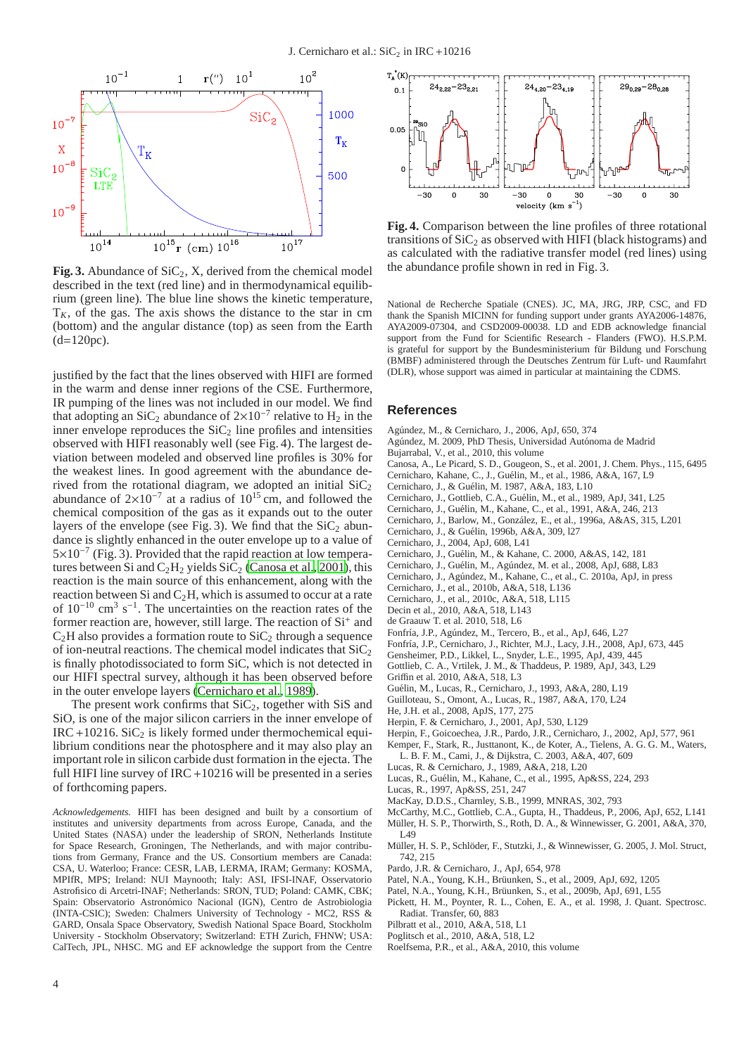**Fig. 3.** Abundance of $SiC_2$, X, derived from the chemical model described in the text (red line) and in thermodynamical equilibrium (green line). The blue line shows the kinetic temperature, $T_K$, of the gas. The axis shows the distance to the star in cm (bottom) and the angular distance (top) as seen from the Earth (d=120pc).

**Fig. 4.** Comparison between the line profiles of three rotational transitions of $SiC_2$ as observed with HIFI (black histograms) and as calculated with the radiative transfer model (red lines) using the abundance profile shown in red in Fig. 3.

justified by the fact that the lines observed with HIFI are formed in the warm and dense inner regions of the CSE. Furthermore, IR pumping of the lines was not included in our model. We find that adopting an $SiC_2$ abundance of $2{\times}10^{-7}$ relative to $H_2$ in the inner envelope reproduces the $SiC_2$ line profiles and intensities observed with HIFI reasonably well (see Fig. 4). The largest deviation between modeled and observed line profiles is 30% for the weakest lines. In good agreement with the abundance derived from the rotational diagram, we adopted an initial $SiC_2$ abundance of $2{\times}10^{-7}$ at a radius of $10^{15}$ cm, and followed the chemical composition of the gas as it expands out to the outer layers of the envelope (see Fig. 3). We find that the $SiC_2$ abundance is slightly enhanced in the outer envelope up to a value of $5{\times}10^{-7}$ (Fig. 3). Provided that the rapid reaction at low temperatures between Si and $C_2H_2$ yields $SiC_2$ (Canosa et al. 2001), this reaction is the main source of this enhancement, along with the reaction between Si and $C_2H$, which is assumed to occur at a rate of $10^{-10}$ cm$^3$ s$^{-1}$. The uncertainties on the reaction rates of the former reaction are, however, still large. The reaction of $Si^+$ and $C_2H$ also provides a formation route to $SiC_2$ through a sequence of ion-neutral reactions. The chemical model indicates that $SiC_2$ is finally photodissociated to form SiC, which is not detected in our HIFI spectral survey, although it has been observed before in the outer envelope layers (Cernicharo et al. 1989).

The present work confirms that $SiC_2$, together with SiS and SiO, is one of the major silicon carriers in the inner envelope of IRC +10216. $SiC_2$ is likely formed under thermochemical equilibrium conditions near the photosphere and it may also play an important role in silicon carbide dust formation in the ejecta. The full HIFI line survey of IRC +10216 will be presented in a series of forthcoming papers.

*Acknowledgements.* HIFI has been designed and built by a consortium of institutes and university departments from across Europe, Canada, and the United States (NASA) under the leadership of SRON, Netherlands Institute for Space Research, Groningen, The Netherlands, and with major contributions from Germany, France and the US. Consortium members are Canada: CSA, U. Waterloo; France: CESR, LAB, LERMA, IRAM; Germany: KOSMA, MPIfR, MPS; Ireland: NUI Maynooth; Italy: ASI, IFSI-INAF, Osservatorio Astrofisico di Arcetri-INAF; Netherlands: SRON, TUD; Poland: CAMK, CBK; Spain: Observatorio Astronómico Nacional (IGN), Centro de Astrobiologia (INTA-CSIC); Sweden: Chalmers University of Technology - MC2, RSS & GARD, Onsala Space Observatory, Swedish National Space Board, Stockholm University - Stockholm Observatory; Switzerland: ETH Zurich, FHNW; USA: CalTech, JPL, NHSC. MG and EF acknowledge the support from the Centre National de Recherche Spatiale (CNES). JC, MA, JRG, JRP, CSC, and FD thank the Spanish MICINN for funding support under grants AYA2006-14876, AYA2009-07304, and CSD2009-00038. LD and EDB acknowledge financial support from the Fund for Scientific Research - Flanders (FWO). H.S.P.M. is grateful for support by the Bundesministerium für Bildung und Forschung (BMBF) administered through the Deutsches Zentrum für Luft- und Raumfahrt (DLR), whose support was aimed in particular at maintaining the CDMS.

## References

Agúndez, M., & Cernicharo, J., 2006, ApJ, 650, 374
Agúndez, M. 2009, PhD Thesis, Universidad Autónoma de Madrid
Bujarrabal, V., et al., 2010, this volume
Canosa, A., Le Picard, S. D., Gougeon, S., et al. 2001, J. Chem. Phys., 115, 6495
Cernicharo, Kahane, C., J., Guélin, M., et al., 1986, A&A, 167, L9
Cernicharo, J., & Guélin, M. 1987, A&A, 183, L10
Cernicharo, J., Gottlieb, C.A., Guélin, M., et al., 1989, ApJ, 341, L25
Cernicharo, J., Guélin, M., Kahane, C., et al., 1991, A&A, 246, 213
Cernicharo, J., Barlow, M., González, E., et al., 1996a, A&AS, 315, L201
Cernicharo, J., & Guélin, 1996b, A&A, 309, l27
Cernicharo, J., 2004, ApJ, 608, L41
Cernicharo, J., Guélin, M., & Kahane, C. 2000, A&AS, 142, 181
Cernicharo, J., Guélin, M., Agúndez, M. et al., 2008, ApJ, 688, L83
Cernicharo, J., Agúndez, M., Kahane, C., et al., C. 2010a, ApJ, in press
Cernicharo, J., et al., 2010b, A&A, 518, L136
Cernicharo, J., et al., 2010c, A&A, 518, L115
Decin et al., 2010, A&A, 518, L143
de Graauw T. et al. 2010, 518, L6
Fonfría, J.P., Agúndez, M., Tercero, B., et al., ApJ, 646, L27
Fonfría, J.P., Cernicharo, J., Richter, M.J., Lacy, J.H., 2008, ApJ, 673, 445
Gensheimer, P.D., Likkel, L., Snyder, L.E., 1995, ApJ, 439, 445
Gottlieb, C. A., Vrtilek, J. M., & Thaddeus, P. 1989, ApJ, 343, L29
Griffin et al. 2010, A&A, 518, L3
Guélin, M., Lucas, R., Cernicharo, J., 1993, A&A, 280, L19
Guilloteau, S., Omont, A., Lucas, R., 1987, A&A, 170, L24
He, J.H. et al., 2008, ApJS, 177, 275
Herpin, F. & Cernicharo, J., 2001, ApJ, 530, L129
Herpin, F., Goicoechea, J.R., Pardo, J.R., Cernicharo, J., 2002, ApJ, 577, 961
Kemper, F., Stark, R., Justtanont, K., de Koter, A., Tielens, A. G. G. M., Waters, L. B. F. M., Cami, J., & Dijkstra, C. 2003, A&A, 407, 609
Lucas, R. & Cernicharo, J., 1989, A&A, 218, L20
Lucas, R., Guélin, M., Kahane, C., et al., 1995, Ap&SS, 224, 293
Lucas, R., 1997, Ap&SS, 251, 247
MacKay, D.D.S., Charnley, S.B., 1999, MNRAS, 302, 793
McCarthy, M.C., Gottlieb, C.A., Gupta, H., Thaddeus, P., 2006, ApJ, 652, L141
Müller, H. S. P., Thorwirth, S., Roth, D. A., & Winnewisser, G. 2001, A&A, 370, L49
Müller, H. S. P., Schlöder, F., Stutzki, J., & Winnewisser, G. 2005, J. Mol. Struct, 742, 215
Pardo, J.R. & Cernicharo, J., ApJ, 654, 978
Patel, N.A., Young, K.H., Brüunken, S., et al., 2009, ApJ, 692, 1205
Patel, N.A., Young, K.H., Brüunken, S., et al., 2009b, ApJ, 691, L55
Pickett, H. M., Poynter, R. L., Cohen, E. A., et al. 1998, J. Quant. Spectrosc. Radiat. Transfer, 60, 883
Pilbratt et al., 2010, A&A, 518, L1
Poglitsch et al., 2010, A&A, 518, L2
Roelfsema, P.R., et al., A&A, 2010, this volume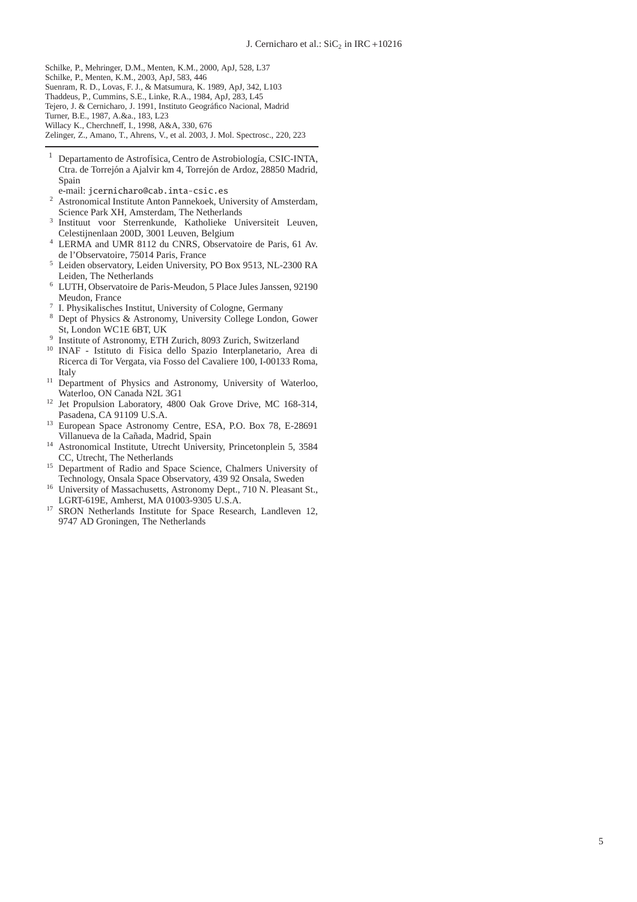Schilke, P., Mehringer, D.M., Menten, K.M., 2000, ApJ, 528, L37
Schilke, P., Menten, K.M., 2003, ApJ, 583, 446
Suenram, R. D., Lovas, F. J., & Matsumura, K. 1989, ApJ, 342, L103
Thaddeus, P., Cummins, S.E., Linke, R.A., 1984, ApJ, 283, L45
Tejero, J. & Cernicharo, J. 1991, Instituto Geográfico Nacional, Madrid
Turner, B.E., 1987, A.&a., 183, L23
Willacy K., Cherchneff, I., 1998, A&A, 330, 676
Zelinger, Z., Amano, T., Ahrens, V., et al. 2003, J. Mol. Spectrosc., 220, 223

---

[1] Departamento de Astrofísica, Centro de Astrobiología, CSIC-INTA, Ctra. de Torrejón a Ajalvir km 4, Torrejón de Ardoz, 28850 Madrid, Spain
e-mail: jcernicharo@cab.inta-csic.es
[2] Astronomical Institute Anton Pannekoek, University of Amsterdam, Science Park XH, Amsterdam, The Netherlands
[3] Instituut voor Sterrenkunde, Katholieke Universiteit Leuven, Celestijnenlaan 200D, 3001 Leuven, Belgium
[4] LERMA and UMR 8112 du CNRS, Observatoire de Paris, 61 Av. de l'Observatoire, 75014 Paris, France
[5] Leiden observatory, Leiden University, PO Box 9513, NL-2300 RA Leiden, The Netherlands
[6] LUTH, Observatoire de Paris-Meudon, 5 Place Jules Janssen, 92190 Meudon, France
[7] I. Physikalisches Institut, University of Cologne, Germany
[8] Dept of Physics & Astronomy, University College London, Gower St, London WC1E 6BT, UK
[9] Institute of Astronomy, ETH Zurich, 8093 Zurich, Switzerland
[10] INAF - Istituto di Fisica dello Spazio Interplanetario, Area di Ricerca di Tor Vergata, via Fosso del Cavaliere 100, I-00133 Roma, Italy
[11] Department of Physics and Astronomy, University of Waterloo, Waterloo, ON Canada N2L 3G1
[12] Jet Propulsion Laboratory, 4800 Oak Grove Drive, MC 168-314, Pasadena, CA 91109 U.S.A.
[13] European Space Astronomy Centre, ESA, P.O. Box 78, E-28691 Villanueva de la Cañada, Madrid, Spain
[14] Astronomical Institute, Utrecht University, Princetonplein 5, 3584 CC, Utrecht, The Netherlands
[15] Department of Radio and Space Science, Chalmers University of Technology, Onsala Space Observatory, 439 92 Onsala, Sweden
[16] University of Massachusetts, Astronomy Dept., 710 N. Pleasant St., LGRT-619E, Amherst, MA 01003-9305 U.S.A.
[17] SRON Netherlands Institute for Space Research, Landleven 12, 9747 AD Groningen, The Netherlands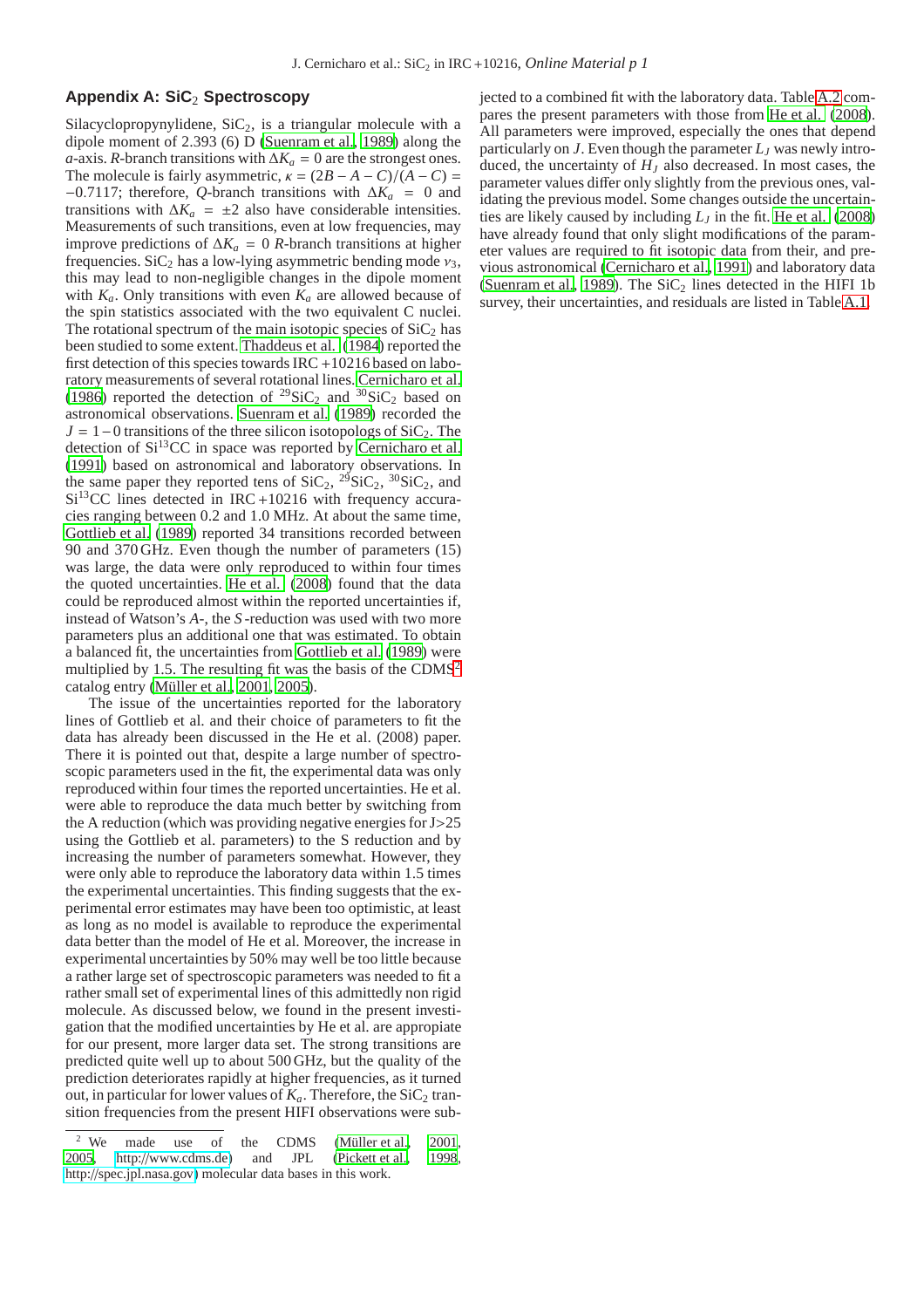## Appendix A: $SiC_2$ Spectroscopy

Silacyclopropynylidene, $SiC_2$, is a triangular molecule with a dipole moment of 2.393 (6) D (Suenram et al. 1989) along the *a*-axis. *R*-branch transitions with $\Delta K_a = 0$ are the strongest ones. The molecule is fairly asymmetric, $\kappa = (2B - A - C)/(A - C) = -0.7117$; therefore, *Q*-branch transitions with $\Delta K_a = 0$ and transitions with $\Delta K_a = \pm 2$ also have considerable intensities. Measurements of such transitions, even at low frequencies, may improve predictions of $\Delta K_a = 0$ *R*-branch transitions at higher frequencies. $SiC_2$ has a low-lying asymmetric bending mode $\nu_3$, this may lead to non-negligible changes in the dipole moment with $K_a$. Only transitions with even $K_a$ are allowed because of the spin statistics associated with the two equivalent C nuclei. The rotational spectrum of the main isotopic species of $SiC_2$ has been studied to some extent. Thaddeus et al. (1984) reported the first detection of this species towards IRC +10216 based on laboratory measurements of several rotational lines. Cernicharo et al. (1986) reported the detection of $^{29}SiC_2$ and $^{30}SiC_2$ based on astronomical observations. Suenram et al. (1989) recorded the $J = 1 - 0$ transitions of the three silicon isotopologs of $SiC_2$. The detection of $Si^{13}CC$ in space was reported by Cernicharo et al. (1991) based on astronomical and laboratory observations. In the same paper they reported tens of $SiC_2$, $^{29}SiC_2$, $^{30}SiC_2$, and $Si^{13}CC$ lines detected in IRC +10216 with frequency accuracies ranging between 0.2 and 1.0 MHz. At about the same time, Gottlieb et al. (1989) reported 34 transitions recorded between 90 and 370 GHz. Even though the number of parameters (15) was large, the data were only reproduced to within four times the quoted uncertainties. He et al. (2008) found that the data could be reproduced almost within the reported uncertainties if, instead of Watson's *A*-, the *S*-reduction was used with two more parameters plus an additional one that was estimated. To obtain a balanced fit, the uncertainties from Gottlieb et al. (1989) were multiplied by 1.5. The resulting fit was the basis of the CDMS[2] catalog entry (Müller et al. 2001, 2005).

The issue of the uncertainties reported for the laboratory lines of Gottlieb et al. and their choice of parameters to fit the data has already been discussed in the He et al. (2008) paper. There it is pointed out that, despite a large number of spectroscopic parameters used in the fit, the experimental data was only reproduced within four times the reported uncertainties. He et al. were able to reproduce the data much better by switching from the A reduction (which was providing negative energies for J>25 using the Gottlieb et al. parameters) to the S reduction and by increasing the number of parameters somewhat. However, they were only able to reproduce the laboratory data within 1.5 times the experimental uncertainties. This finding suggests that the experimental error estimates may have been too optimistic, at least as long as no model is available to reproduce the experimental data better than the model of He et al. Moreover, the increase in experimental uncertainties by 50% may well be too little because a rather large set of spectroscopic parameters was needed to fit a rather small set of experimental lines of this admittedly non rigid molecule. As discussed below, we found in the present investigation that the modified uncertainties by He et al. are appropiate for our present, more larger data set. The strong transitions are predicted quite well up to about 500 GHz, but the quality of the prediction deteriorates rapidly at higher frequencies, as it turned out, in particular for lower values of $K_a$. Therefore, the $SiC_2$ transition frequencies from the present HIFI observations were subjected to a combined fit with the laboratory data. Table A.2 compares the present parameters with those from He et al. (2008). All parameters were improved, especially the ones that depend particularly on $J$. Even though the parameter $L_J$ was newly introduced, the uncertainty of $H_J$ also decreased. In most cases, the parameter values differ only slightly from the previous ones, validating the previous model. Some changes outside the uncertainties are likely caused by including $L_J$ in the fit. He et al. (2008) have already found that only slight modifications of the parameter values are required to fit isotopic data from their, and previous astronomical (Cernicharo et al. 1991) and laboratory data (Suenram et al. 1989). The $SiC_2$ lines detected in the HIFI 1b survey, their uncertainties, and residuals are listed in Table A.1.

[2] We made use of the CDMS (Müller et al. 2001, 2005, http://www.cdms.de) and JPL (Pickett et al. 1998, http://spec.jpl.nasa.gov) molecular data bases in this work.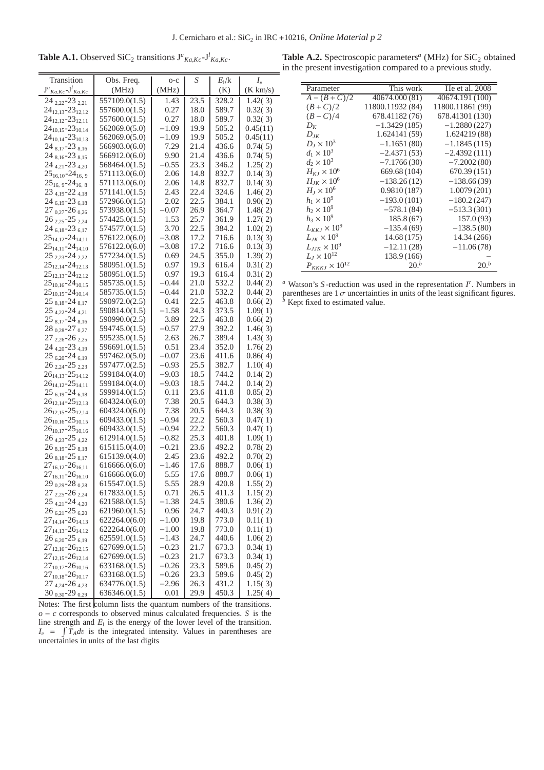**Table A.1.** Observed $SiC_2$ transitions $J^u_{Ka,Kc}$-$J^l_{Ka,Kc}$.

| Transition $J^u_{Ka,Kc}$-$J^l_{Ka,Kc}$ | Obs. Freq. (MHz) | o-c (MHz) | $S$ | $E_l$/k (K) | $I_v$ (K km/s) |
|---|---|---|---|---|---|
| $24_{2,22}$-$23_{2,21}$ | 557109.0(1.5) | 1.43 | 23.5 | 328.2 | 1.42( 3) |
| $24_{12,13}$-$23_{12,12}$ | 557600.0(1.5) | 0.27 | 18.0 | 589.7 | 0.32( 3) |
| $24_{12,12}$-$23_{12,11}$ | 557600.0(1.5) | 0.27 | 18.0 | 589.7 | 0.32( 3) |
| $24_{10,15}$-$23_{10,14}$ | 562069.0(5.0) | −1.09 | 19.9 | 505.2 | 0.45(11) |
| $24_{10,14}$-$23_{10,13}$ | 562069.0(5.0) | −1.09 | 19.9 | 505.2 | 0.45(11) |
| $24_{8,17}$-$23_{8,16}$ | 566903.0(6.0) | 7.29 | 21.4 | 436.6 | 0.74( 5) |
| $24_{8,16}$-$23_{8,15}$ | 566912.0(6.0) | 9.90 | 21.4 | 436.6 | 0.74( 5) |
| $24_{4,21}$-$23_{4,20}$ | 568464.0(1.5) | −0.55 | 23.3 | 346.2 | 1.25( 2) |
| $25_{16,10}$-$24_{16,9}$ | 571113.0(6.0) | 2.06 | 14.8 | 832.7 | 0.14( 3) |
| $25_{16,9}$-$24_{16,8}$ | 571113.0(6.0) | 2.06 | 14.8 | 832.7 | 0.14( 3) |
| $23_{4,19}$-$22_{4,18}$ | 571141.0(1.5) | 2.43 | 22.4 | 324.6 | 1.46( 2) |
| $24_{6,19}$-$23_{6,18}$ | 572966.0(1.5) | 2.02 | 22.5 | 384.1 | 0.90( 2) |
| $27_{0,27}$-$26_{0,26}$ | 573938.0(1.5) | −0.07 | 26.9 | 364.7 | 1.48( 2) |
| $26_{2,25}$-$25_{2,24}$ | 574425.0(1.5) | 1.53 | 25.7 | 361.9 | 1.27( 2) |
| $24_{6,18}$-$23_{6,17}$ | 574577.0(1.5) | 3.70 | 22.5 | 384.2 | 1.02( 2) |
| $25_{14,12}$-$24_{14,11}$ | 576122.0(6.0) | −3.08 | 17.2 | 716.6 | 0.13( 3) |
| $25_{14,11}$-$24_{14,10}$ | 576122.0(6.0) | −3.08 | 17.2 | 716.6 | 0.13( 3) |
| $25_{2,23}$-$24_{2,22}$ | 577234.0(1.5) | 0.69 | 24.5 | 355.0 | 1.39( 2) |
| $25_{12,14}$-$24_{12,13}$ | 580951.0(1.5) | 0.97 | 19.3 | 616.4 | 0.31( 2) |
| $25_{12,13}$-$24_{12,12}$ | 580951.0(1.5) | 0.97 | 19.3 | 616.4 | 0.31( 2) |
| $25_{10,16}$-$24_{10,15}$ | 585735.0(1.5) | −0.44 | 21.0 | 532.2 | 0.44( 2) |
| $25_{10,15}$-$24_{10,14}$ | 585735.0(1.5) | −0.44 | 21.0 | 532.2 | 0.44( 2) |
| $25_{8,18}$-$24_{8,17}$ | 590972.0(2.5) | 0.41 | 22.5 | 463.8 | 0.66( 2) |
| $25_{4,22}$-$24_{4,21}$ | 590814.0(1.5) | −1.58 | 24.3 | 373.5 | 1.09( 1) |
| $25_{8,17}$-$24_{8,16}$ | 590990.0(2.5) | 3.89 | 22.5 | 463.8 | 0.66( 2) |
| $28_{0,28}$-$27_{0,27}$ | 594745.0(1.5) | −0.57 | 27.9 | 392.2 | 1.46( 3) |
| $27_{2,26}$-$26_{2,25}$ | 595235.0(1.5) | 2.63 | 26.7 | 389.4 | 1.43( 3) |
| $24_{4,20}$-$23_{4,19}$ | 596691.0(1.5) | 0.51 | 23.4 | 352.0 | 1.76( 2) |
| $25_{6,20}$-$24_{6,19}$ | 597462.0(5.0) | −0.07 | 23.6 | 411.6 | 0.86( 4) |
| $26_{2,24}$-$25_{2,23}$ | 597477.0(2.5) | −0.93 | 25.5 | 382.7 | 1.10( 4) |
| $26_{14,13}$-$25_{14,12}$ | 599184.0(4.0) | −9.03 | 18.5 | 744.2 | 0.14( 2) |
| $26_{14,12}$-$25_{14,11}$ | 599184.0(4.0) | −9.03 | 18.5 | 744.2 | 0.14( 2) |
| $25_{6,19}$-$24_{6,18}$ | 599914.0(1.5) | 0.11 | 23.6 | 411.8 | 0.85( 2) |
| $26_{12,14}$-$25_{12,13}$ | 604324.0(6.0) | 7.38 | 20.5 | 644.3 | 0.38( 3) |
| $26_{12,15}$-$25_{12,14}$ | 604324.0(6.0) | 7.38 | 20.5 | 644.3 | 0.38( 3) |
| $26_{10,16}$-$25_{10,15}$ | 609433.0(1.5) | −0.94 | 22.2 | 560.3 | 0.47( 1) |
| $26_{10,17}$-$25_{10,16}$ | 609433.0(1.5) | −0.94 | 22.2 | 560.3 | 0.47( 1) |
| $26_{4,23}$-$25_{4,22}$ | 612914.0(1.5) | −0.82 | 25.3 | 401.8 | 1.09( 1) |
| $26_{8,19}$-$25_{8,18}$ | 615115.0(4.0) | −0.21 | 23.6 | 492.2 | 0.78( 2) |
| $26_{8,18}$-$25_{8,17}$ | 615139.0(4.0) | 2.45 | 23.6 | 492.2 | 0.70( 2) |
| $27_{16,12}$-$26_{16,11}$ | 616666.0(6.0) | −1.46 | 17.6 | 888.7 | 0.06( 1) |
| $27_{16,11}$-$26_{16,10}$ | 616666.0(6.0) | 5.55 | 17.6 | 888.7 | 0.06( 1) |
| $29_{0,29}$-$28_{0,28}$ | 615547.0(1.5) | 5.55 | 28.9 | 420.8 | 1.55( 2) |
| $27_{2,25}$-$26_{2,24}$ | 617833.0(1.5) | 0.71 | 26.5 | 411.3 | 1.15( 2) |
| $25_{4,21}$-$24_{4,20}$ | 621588.0(1.5) | −1.38 | 24.5 | 380.6 | 1.36( 2) |
| $26_{6,21}$-$25_{6,20}$ | 621960.0(1.5) | 0.96 | 24.7 | 440.3 | 0.91( 2) |
| $27_{14,14}$-$26_{14,13}$ | 622264.0(6.0) | −1.00 | 19.8 | 773.0 | 0.11( 1) |
| $27_{14,13}$-$26_{14,12}$ | 622264.0(6.0) | −1.00 | 19.8 | 773.0 | 0.11( 1) |
| $26_{6,20}$-$25_{6,19}$ | 625591.0(1.5) | −1.43 | 24.7 | 440.6 | 1.06( 2) |
| $27_{12,16}$-$26_{12,15}$ | 627699.0(1.5) | −0.23 | 21.7 | 673.3 | 0.34( 1) |
| $27_{12,15}$-$26_{12,14}$ | 627699.0(1.5) | −0.23 | 21.7 | 673.3 | 0.34( 1) |
| $27_{10,17}$-$26_{10,16}$ | 633168.0(1.5) | −0.26 | 23.3 | 589.6 | 0.45( 2) |
| $27_{10,18}$-$26_{10,17}$ | 633168.0(1.5) | −0.26 | 23.3 | 589.6 | 0.45( 2) |
| $27_{4,24}$-$26_{4,23}$ | 634776.0(1.5) | −2.96 | 26.3 | 431.2 | 1.15( 3) |
| $30_{0,30}$-$29_{0,29}$ | 636346.0(1.5) | 0.01 | 29.9 | 450.3 | 1.25( 4) |

Notes: The first column lists the quantum numbers of the transitions. $o-c$ corresponds to observed minus calculated frequencies. $S$ is the line strength and $E_l$ is the energy of the lower level of the transition. $I_v = \int T_A dv$ is the integrated intensity. Values in parentheses are uncertainties in units of the last digits

**Table A.2.** Spectroscopic parameters[a] (MHz) for $SiC_2$ obtained in the present investigation compared to a previous study.

| Parameter | This work | He et al. 2008 |
|---|---|---|
| $A-(B+C)/2$ | 40674.000 (81) | 40674.191 (100) |
| $(B+C)/2$ | 11800.11932 (84) | 11800.11861 (99) |
| $(B-C)/4$ | 678.41182 (76) | 678.41301 (130) |
| $D_K$ | −1.3429 (185) | −1.2880 (227) |
| $D_{JK}$ | 1.624141 (59) | 1.624219 (88) |
| $D_J \times 10^3$ | −1.1651 (80) | −1.1845 (115) |
| $d_1 \times 10^3$ | −2.4371 (53) | −2.4392 (111) |
| $d_2 \times 10^3$ | −7.1766 (30) | −7.2002 (80) |
| $H_{KJ} \times 10^6$ | 669.68 (104) | 670.39 (151) |
| $H_{JK} \times 10^6$ | −138.26 (12) | −138.66 (39) |
| $H_J \times 10^6$ | 0.9810 (187) | 1.0079 (201) |
| $h_1 \times 10^9$ | −193.0 (101) | −180.2 (247) |
| $h_2 \times 10^9$ | −578.1 (84) | −513.3 (301) |
| $h_3 \times 10^9$ | 185.8 (67) | 157.0 (93) |
| $L_{KKJ} \times 10^9$ | −135.4 (69) | −138.5 (80) |
| $L_{JK} \times 10^9$ | 14.68 (175) | 14.34 (266) |
| $L_{JJK} \times 10^9$ | −12.11 (28) | −11.06 (78) |
| $L_J \times 10^{12}$ | 138.9 (166) | – |
| $P_{KKKJ} \times 10^{12}$ | 20.[b] | 20.[b] |

[a] Watson's $S$-reduction was used in the representation $I^r$. Numbers in parentheses are $1\sigma$ uncertainties in units of the least significant figures.
[b] Kept fixed to estimated value.